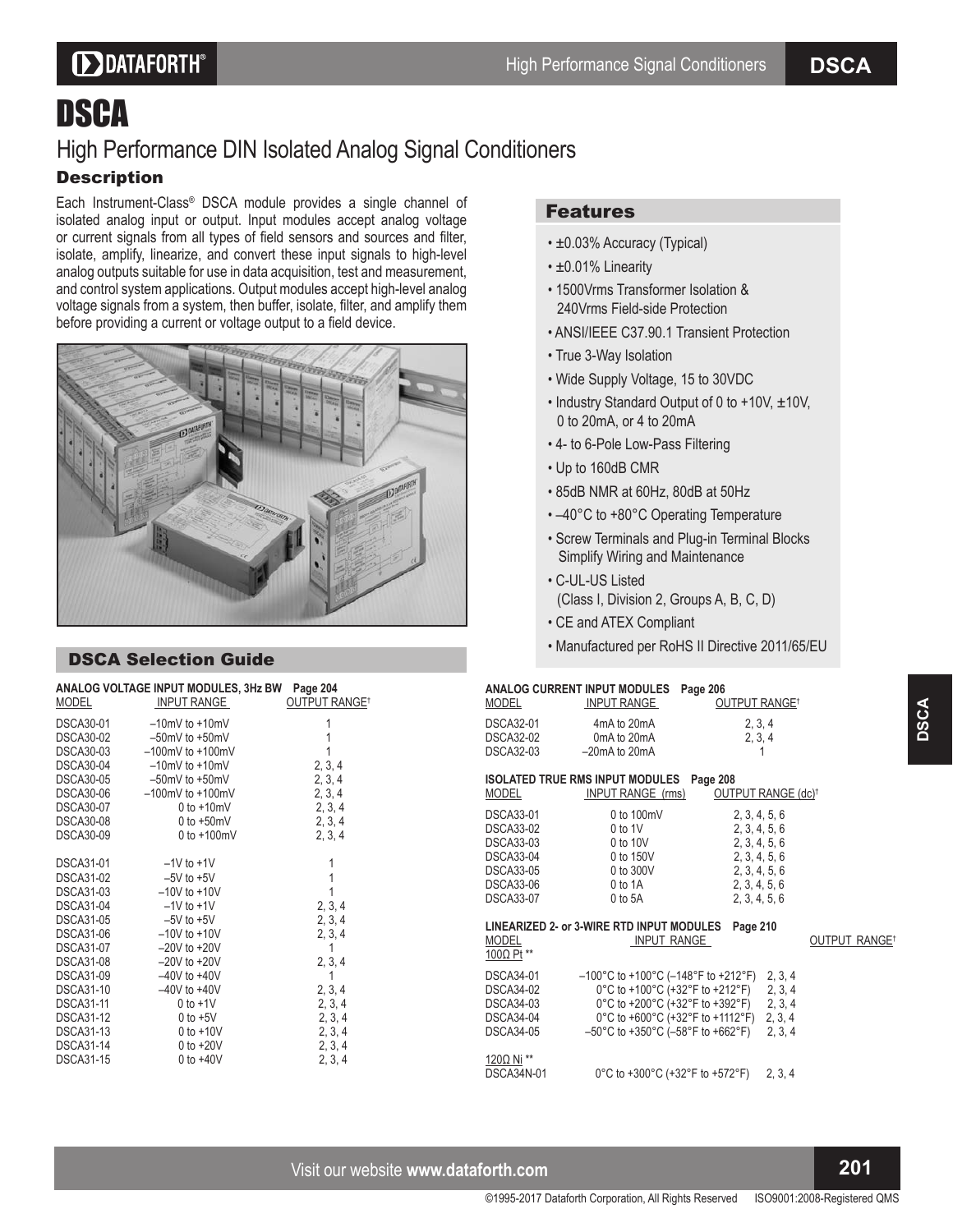# DSCA

## High Performance DIN Isolated Analog Signal Conditioners

### Description

Each Instrument-Class® DSCA module provides a single channel of isolated analog input or output. Input modules accept analog voltage or current signals from all types of field sensors and sources and filter, isolate, amplify, linearize, and convert these input signals to high-level analog outputs suitable for use in data acquisition, test and measurement, and control system applications. Output modules accept high-level analog voltage signals from a system, then buffer, isolate, filter, and amplify them before providing a current or voltage output to a field device.

### Features

- ±0.03% Accuracy (Typical)
- ±0.01% Linearity
- 1500Vrms Transformer Isolation & 240Vrms Field-side Protection
- ANSI/IEEE C37.90.1 Transient Protection
- True 3-Way Isolation
- Wide Supply Voltage, 15 to 30VDC
- Industry Standard Output of 0 to +10V, ±10V, 0 to 20mA, or 4 to 20mA
- 4- to 6-Pole Low-Pass Filtering
- Up to 160dB CMR
- 85dB NMR at 60Hz, 80dB at 50Hz
- –40°C to +80°C Operating Temperature
- Screw Terminals and Plug-in Terminal Blocks Simplify Wiring and Maintenance
- C-UL-US Listed (Class I, Division 2, Groups A, B, C, D)
- CE and ATEX Compliant
- Manufactured per RoHS II Directive 2011/65/EU

### DSCA Selection Guide

**ANALOG VOLTAGE INPUT MODULES, 3Hz BW  Page 204**

| MODEL | INPUT RANGE | OUTPUT RANGE† |
|---|---|---|
| DSCA30-01 | –10mV to +10mV | 1 |
| DSCA30-02 | –50mV to +50mV | 1 |
| DSCA30-03 | –100mV to +100mV | 1 |
| DSCA30-04 | –10mV to +10mV | 2, 3, 4 |
| DSCA30-05 | –50mV to +50mV | 2, 3, 4 |
| DSCA30-06 | –100mV to +100mV | 2, 3, 4 |
| DSCA30-07 | 0 to +10mV | 2, 3, 4 |
| DSCA30-08 | 0 to +50mV | 2, 3, 4 |
| DSCA30-09 | 0 to +100mV | 2, 3, 4 |
| DSCA31-01 | –1V to +1V | 1 |
| DSCA31-02 | –5V to +5V | 1 |
| DSCA31-03 | –10V to +10V | 1 |
| DSCA31-04 | –1V to +1V | 2, 3, 4 |
| DSCA31-05 | –5V to +5V | 2, 3, 4 |
| DSCA31-06 | –10V to +10V | 2, 3, 4 |
| DSCA31-07 | –20V to +20V | 1 |
| DSCA31-08 | –20V to +20V | 2, 3, 4 |
| DSCA31-09 | –40V to +40V | 1 |
| DSCA31-10 | –40V to +40V | 2, 3, 4 |
| DSCA31-11 | 0 to +1V | 2, 3, 4 |
| DSCA31-12 | 0 to +5V | 2, 3, 4 |
| DSCA31-13 | 0 to +10V | 2, 3, 4 |
| DSCA31-14 | 0 to +20V | 2, 3, 4 |
| DSCA31-15 | 0 to +40V | 2, 3, 4 |

**ANALOG CURRENT INPUT MODULES  Page 206**

| MODEL | INPUT RANGE | OUTPUT RANGE† |
|---|---|---|
| DSCA32-01 | 4mA to 20mA | 2, 3, 4 |
| DSCA32-02 | 0mA to 20mA | 2, 3, 4 |
| DSCA32-03 | –20mA to 20mA | 1 |

**ISOLATED TRUE RMS INPUT MODULES  Page 208**

| MODEL | INPUT RANGE (rms) | OUTPUT RANGE (dc)† |
|---|---|---|
| DSCA33-01 | 0 to 100mV | 2, 3, 4, 5, 6 |
| DSCA33-02 | 0 to 1V | 2, 3, 4, 5, 6 |
| DSCA33-03 | 0 to 10V | 2, 3, 4, 5, 6 |
| DSCA33-04 | 0 to 150V | 2, 3, 4, 5, 6 |
| DSCA33-05 | 0 to 300V | 2, 3, 4, 5, 6 |
| DSCA33-06 | 0 to 1A | 2, 3, 4, 5, 6 |
| DSCA33-07 | 0 to 5A | 2, 3, 4, 5, 6 |

**LINEARIZED 2- or 3-WIRE RTD INPUT MODULES  Page 210**

| MODEL | INPUT RANGE | OUTPUT RANGE† |
|---|---|---|
| 100Ω Pt ** | | |
| DSCA34-01 | –100°C to +100°C (–148°F to +212°F) | 2, 3, 4 |
| DSCA34-02 | 0°C to +100°C (+32°F to +212°F) | 2, 3, 4 |
| DSCA34-03 | 0°C to +200°C (+32°F to +392°F) | 2, 3, 4 |
| DSCA34-04 | 0°C to +600°C (+32°F to +1112°F) | 2, 3, 4 |
| DSCA34-05 | –50°C to +350°C (–58°F to +662°F) | 2, 3, 4 |
| 120Ω Ni ** | | |
| DSCA34N-01 | 0°C to +300°C (+32°F to +572°F) | 2, 3, 4 |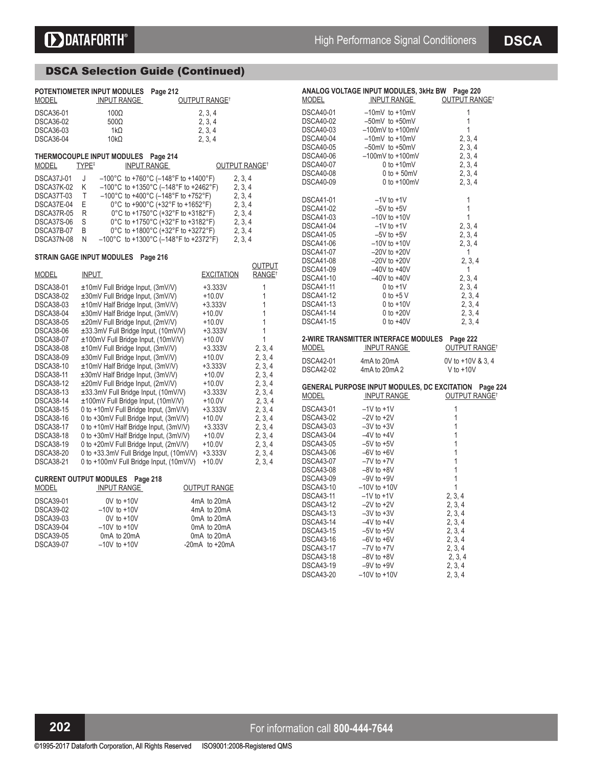## DSCA Selection Guide (Continued)

### POTENTIOMETER INPUT MODULES Page 212

| MODEL | INPUT RANGE | OUTPUT RANGE† |
|---|---|---|
| DSCA36-01 | 100Ω | 2, 3, 4 |
| DSCA36-02 | 500Ω | 2, 3, 4 |
| DSCA36-03 | 1kΩ | 2, 3, 4 |
| DSCA36-04 | 10kΩ | 2, 3, 4 |

### THERMOCOUPLE INPUT MODULES Page 214

| MODEL | TYPE‡ | INPUT RANGE | OUTPUT RANGE† |
|---|---|---|---|
| DSCA37J-01 | J | –100°C to +760°C (–148°F to +1400°F) | 2, 3, 4 |
| DSCA37K-02 | K | –100°C to +1350°C (–148°F to +2462°F) | 2, 3, 4 |
| DSCA37T-03 | T | –100°C to +400°C (–148°F to +752°F) | 2, 3, 4 |
| DSCA37E-04 | E | 0°C to +900°C (+32°F to +1652°F) | 2, 3, 4 |
| DSCA37R-05 | R | 0°C to +1750°C (+32°F to +3182°F) | 2, 3, 4 |
| DSCA37S-06 | S | 0°C to +1750°C (+32°F to +3182°F) | 2, 3, 4 |
| DSCA37B-07 | B | 0°C to +1800°C (+32°F to +3272°F) | 2, 3, 4 |
| DSCA37N-08 | N | –100°C to +1300°C (–148°F to +2372°F) | 2, 3, 4 |

### STRAIN GAGE INPUT MODULES Page 216

| MODEL | INPUT | EXCITATION | OUTPUT RANGE† |
|---|---|---|---|
| DSCA38-01 | ±10mV Full Bridge Input, (3mV/V) | +3.333V | 1 |
| DSCA38-02 | ±30mV Full Bridge Input, (3mV/V) | +10.0V | 1 |
| DSCA38-03 | ±10mV Half Bridge Input, (3mV/V) | +3.333V | 1 |
| DSCA38-04 | ±30mV Half Bridge Input, (3mV/V) | +10.0V | 1 |
| DSCA38-05 | ±20mV Full Bridge Input, (2mV/V) | +10.0V | 1 |
| DSCA38-06 | ±33.3mV Full Bridge Input, (10mV/V) | +3.333V | 1 |
| DSCA38-07 | ±100mV Full Bridge Input, (10mV/V) | +10.0V | 1 |
| DSCA38-08 | ±10mV Full Bridge Input, (3mV/V) | +3.333V | 2, 3, 4 |
| DSCA38-09 | ±30mV Full Bridge Input, (3mV/V) | +10.0V | 2, 3, 4 |
| DSCA38-10 | ±10mV Half Bridge Input, (3mV/V) | +3.333V | 2, 3, 4 |
| DSCA38-11 | ±30mV Half Bridge Input, (3mV/V) | +10.0V | 2, 3, 4 |
| DSCA38-12 | ±20mV Full Bridge Input, (2mV/V) | +10.0V | 2, 3, 4 |
| DSCA38-13 | ±33.3mV Full Bridge Input, (10mV/V) | +3.333V | 2, 3, 4 |
| DSCA38-14 | ±100mV Full Bridge Input, (10mV/V) | +10.0V | 2, 3, 4 |
| DSCA38-15 | 0 to +10mV Full Bridge Input, (3mV/V) | +3.333V | 2, 3, 4 |
| DSCA38-16 | 0 to +30mV Full Bridge Input, (3mV/V) | +10.0V | 2, 3, 4 |
| DSCA38-17 | 0 to +10mV Half Bridge Input, (3mV/V) | +3.333V | 2, 3, 4 |
| DSCA38-18 | 0 to +30mV Half Bridge Input, (3mV/V) | +10.0V | 2, 3, 4 |
| DSCA38-19 | 0 to +20mV Full Bridge Input, (2mV/V) | +10.0V | 2, 3, 4 |
| DSCA38-20 | 0 to +33.3mV Full Bridge Input, (10mV/V) | +3.333V | 2, 3, 4 |
| DSCA38-21 | 0 to +100mV Full Bridge Input, (10mV/V) | +10.0V | 2, 3, 4 |

### CURRENT OUTPUT MODULES Page 218

| MODEL | INPUT RANGE | OUTPUT RANGE |
|---|---|---|
| DSCA39-01 | 0V to +10V | 4mA to 20mA |
| DSCA39-02 | –10V to +10V | 4mA to 20mA |
| DSCA39-03 | 0V to +10V | 0mA to 20mA |
| DSCA39-04 | –10V to +10V | 0mA to 20mA |
| DSCA39-05 | 0mA to 20mA | 0mA to 20mA |
| DSCA39-07 | –10V to +10V | -20mA to +20mA |

### ANALOG VOLTAGE INPUT MODULES, 3kHz BW Page 220

| MODEL | INPUT RANGE | OUTPUT RANGE† |
|---|---|---|
| DSCA40-01 | –10mV to +10mV | 1 |
| DSCA40-02 | –50mV to +50mV | 1 |
| DSCA40-03 | –100mV to +100mV | 1 |
| DSCA40-04 | –10mV to +10mV | 2, 3, 4 |
| DSCA40-05 | –50mV to +50mV | 2, 3, 4 |
| DSCA40-06 | –100mV to +100mV | 2, 3, 4 |
| DSCA40-07 | 0 to +10mV | 2, 3, 4 |
| DSCA40-08 | 0 to + 50mV | 2, 3, 4 |
| DSCA40-09 | 0 to +100mV | 2, 3, 4 |
| DSCA41-01 | –1V to +1V | 1 |
| DSCA41-02 | –5V to +5V | 1 |
| DSCA41-03 | –10V to +10V | 1 |
| DSCA41-04 | –1V to +1V | 2, 3, 4 |
| DSCA41-05 | –5V to +5V | 2, 3, 4 |
| DSCA41-06 | –10V to +10V | 2, 3, 4 |
| DSCA41-07 | –20V to +20V | 1 |
| DSCA41-08 | –20V to +20V | 2, 3, 4 |
| DSCA41-09 | –40V to +40V | 1 |
| DSCA41-10 | –40V to +40V | 2, 3, 4 |
| DSCA41-11 | 0 to +1V | 2, 3, 4 |
| DSCA41-12 | 0 to +5 V | 2, 3, 4 |
| DSCA41-13 | 0 to +10V | 2, 3, 4 |
| DSCA41-14 | 0 to +20V | 2, 3, 4 |
| DSCA41-15 | 0 to +40V | 2, 3, 4 |

### 2-WIRE TRANSMITTER INTERFACE MODULES Page 222

| MODEL | INPUT RANGE | OUTPUT RANGE† |
|---|---|---|
| DSCA42-01 | 4mA to 20mA | 0V to +10V & 3, 4 |
| DSCA42-02 | 4mA to 20mA 2 | V to +10V |

### GENERAL PURPOSE INPUT MODULES, DC EXCITATION Page 224

| MODEL | INPUT RANGE | OUTPUT RANGE† |
|---|---|---|
| DSCA43-01 | –1V to +1V | 1 |
| DSCA43-02 | –2V to +2V | 1 |
| DSCA43-03 | –3V to +3V | 1 |
| DSCA43-04 | –4V to +4V | 1 |
| DSCA43-05 | –5V to +5V | 1 |
| DSCA43-06 | –6V to +6V | 1 |
| DSCA43-07 | –7V to +7V | 1 |
| DSCA43-08 | –8V to +8V | 1 |
| DSCA43-09 | –9V to +9V | 1 |
| DSCA43-10 | –10V to +10V | 1 |
| DSCA43-11 | –1V to +1V | 2, 3, 4 |
| DSCA43-12 | –2V to +2V | 2, 3, 4 |
| DSCA43-13 | –3V to +3V | 2, 3, 4 |
| DSCA43-14 | –4V to +4V | 2, 3, 4 |
| DSCA43-15 | –5V to +5V | 2, 3, 4 |
| DSCA43-16 | –6V to +6V | 2, 3, 4 |
| DSCA43-17 | –7V to +7V | 2, 3, 4 |
| DSCA43-18 | –8V to +8V | 2, 3, 4 |
| DSCA43-19 | –9V to +9V | 2, 3, 4 |
| DSCA43-20 | –10V to +10V | 2, 3, 4 |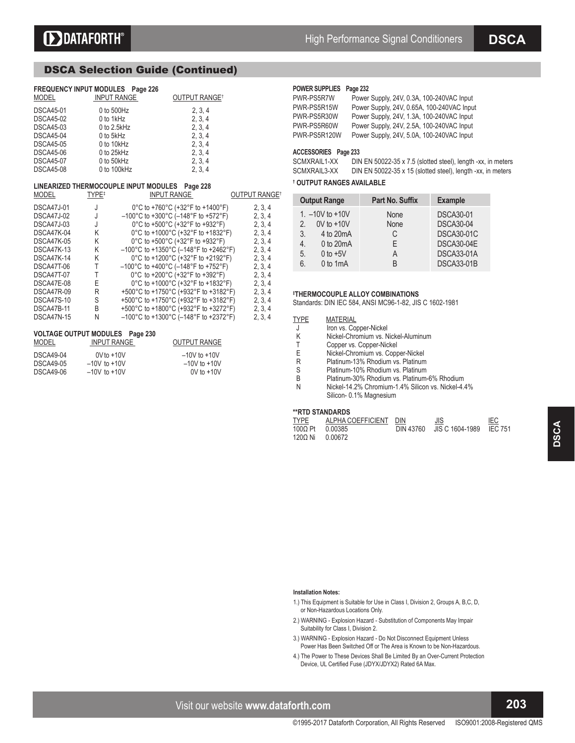## DSCA Selection Guide (Continued)

### FREQUENCY INPUT MODULES Page 226

| MODEL | INPUT RANGE | OUTPUT RANGE† |
|---|---|---|
| DSCA45-01 | 0 to 500Hz | 2, 3, 4 |
| DSCA45-02 | 0 to 1kHz | 2, 3, 4 |
| DSCA45-03 | 0 to 2.5kHz | 2, 3, 4 |
| DSCA45-04 | 0 to 5kHz | 2, 3, 4 |
| DSCA45-05 | 0 to 10kHz | 2, 3, 4 |
| DSCA45-06 | 0 to 25kHz | 2, 3, 4 |
| DSCA45-07 | 0 to 50kHz | 2, 3, 4 |
| DSCA45-08 | 0 to 100kHz | 2, 3, 4 |

### LINEARIZED THERMOCOUPLE INPUT MODULES Page 228

| MODEL | TYPE‡ | INPUT RANGE | OUTPUT RANGE† |
|---|---|---|---|
| DSCA47J-01 | J | 0°C to +760°C (+32°F to +1400°F) | 2, 3, 4 |
| DSCA47J-02 | J | –100°C to +300°C (–148°F to +572°F) | 2, 3, 4 |
| DSCA47J-03 | J | 0°C to +500°C (+32°F to +932°F) | 2, 3, 4 |
| DSCA47K-04 | K | 0°C to +1000°C (+32°F to +1832°F) | 2, 3, 4 |
| DSCA47K-05 | K | 0°C to +500°C (+32°F to +932°F) | 2, 3, 4 |
| DSCA47K-13 | K | –100°C to +1350°C (–148°F to +2462°F) | 2, 3, 4 |
| DSCA47K-14 | K | 0°C to +1200°C (+32°F to +2192°F) | 2, 3, 4 |
| DSCA47T-06 | T | –100°C to +400°C (–148°F to +752°F) | 2, 3, 4 |
| DSCA47T-07 | T | 0°C to +200°C (+32°F to +392°F) | 2, 3, 4 |
| DSCA47E-08 | E | 0°C to +1000°C (+32°F to +1832°F) | 2, 3, 4 |
| DSCA47R-09 | R | +500°C to +1750°C (+932°F to +3182°F) | 2, 3, 4 |
| DSCA47S-10 | S | +500°C to +1750°C (+932°F to +3182°F) | 2, 3, 4 |
| DSCA47B-11 | B | +500°C to +1800°C (+932°F to +3272°F) | 2, 3, 4 |
| DSCA47N-15 | N | –100°C to +1300°C (–148°F to +2372°F) | 2, 3, 4 |

### VOLTAGE OUTPUT MODULES Page 230

| MODEL | INPUT RANGE | OUTPUT RANGE |
|---|---|---|
| DSCA49-04 | 0V to +10V | –10V to +10V |
| DSCA49-05 | –10V to +10V | –10V to +10V |
| DSCA49-06 | –10V to +10V | 0V to +10V |

### POWER SUPPLIES Page 232

| | |
|---|---|
| PWR-PS5R7W | Power Supply, 24V, 0.3A, 100-240VAC Input |
| PWR-PS5R15W | Power Supply, 24V, 0.65A, 100-240VAC Input |
| PWR-PS5R30W | Power Supply, 24V, 1.3A, 100-240VAC Input |
| PWR-PS5R60W | Power Supply, 24V, 2.5A, 100-240VAC Input |
| PWR-PS5R120W | Power Supply, 24V, 5.0A, 100-240VAC Input |

### ACCESSORIES Page 233

| | |
|---|---|
| SCMXRAIL1-XX | DIN EN 50022-35 x 7.5 (slotted steel), length -xx, in meters |
| SCMXRAIL3-XX | DIN EN 50022-35 x 15 (slotted steel), length -xx, in meters |

### † OUTPUT RANGES AVAILABLE

| Output Range | Part No. Suffix | Example |
|---|---|---|
| 1. –10V to +10V | None | DSCA30-01 |
| 2. 0V to +10V | None | DSCA30-04 |
| 3. 4 to 20mA | C | DSCA30-01C |
| 4. 0 to 20mA | E | DSCA30-04E |
| 5. 0 to +5V | A | DSCA33-01A |
| 6. 0 to 1mA | B | DSCA33-01B |

### ‡THERMOCOUPLE ALLOY COMBINATIONS

Standards: DIN IEC 584, ANSI MC96-1-82, JIS C 1602-1981

| TYPE | MATERIAL |
|---|---|
| J | Iron vs. Copper-Nickel |
| K | Nickel-Chromium vs. Nickel-Aluminum |
| T | Copper vs. Copper-Nickel |
| E | Nickel-Chromium vs. Copper-Nickel |
| R | Platinum-13% Rhodium vs. Platinum |
| S | Platinum-10% Rhodium vs. Platinum |
| B | Platinum-30% Rhodium vs. Platinum-6% Rhodium |
| N | Nickel-14.2% Chromium-1.4% Silicon vs. Nickel-4.4% Silicon- 0.1% Magnesium |

### **RTD STANDARDS

| TYPE | ALPHA COEFFICIENT | DIN | JIS | IEC |
|---|---|---|---|---|
| 100Ω Pt | 0.00385 | DIN 43760 | JIS C 1604-1989 | IEC 751 |
| 120Ω Ni | 0.00672 | | | |

**Installation Notes:**

1.) This Equipment is Suitable for Use in Class I, Division 2, Groups A, B,C, D, or Non-Hazardous Locations Only.

2.) WARNING - Explosion Hazard - Substitution of Components May Impair Suitability for Class I, Division 2.

3.) WARNING - Explosion Hazard - Do Not Disconnect Equipment Unless Power Has Been Switched Off or The Area is Known to be Non-Hazardous.

4.) The Power to These Devices Shall Be Limited By an Over-Current Protection Device, UL Certified Fuse (JDYX/JDYX2) Rated 6A Max.